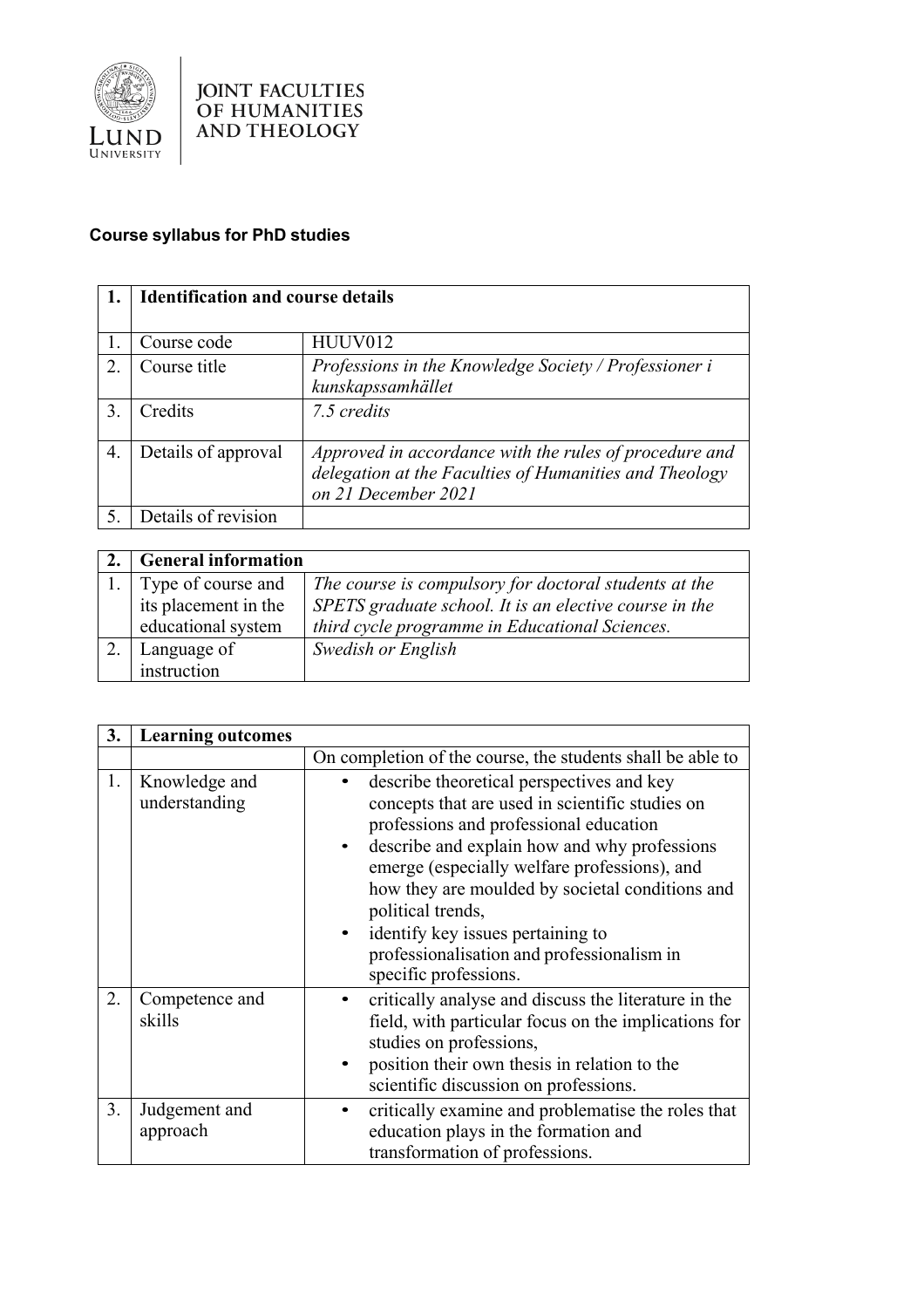JOINT FACULTIES OF HUMANITIES AND THEOLOGY

**Course syllabus for PhD studies**

| 1. | **Identification and course details** | |
|---|---|---|
| 1. | Course code | HUUV012 |
| 2. | Course title | *Professions in the Knowledge Society / Professioner i kunskapssamhället* |
| 3. | Credits | *7.5 credits* |
| 4. | Details of approval | *Approved in accordance with the rules of procedure and delegation at the Faculties of Humanities and Theology on 21 December 2021* |
| 5. | Details of revision | |

| 2. | **General information** | |
|---|---|---|
| 1. | Type of course and its placement in the educational system | *The course is compulsory for doctoral students at the SPETS graduate school. It is an elective course in the third cycle programme in Educational Sciences.* |
| 2. | Language of instruction | *Swedish or English* |

| 3. | **Learning outcomes** | |
|---|---|---|
| | | On completion of the course, the students shall be able to |
| 1. | Knowledge and understanding | • describe theoretical perspectives and key concepts that are used in scientific studies on professions and professional education<br>• describe and explain how and why professions emerge (especially welfare professions), and how they are moulded by societal conditions and political trends,<br>• identify key issues pertaining to professionalisation and professionalism in specific professions. |
| 2. | Competence and skills | • critically analyse and discuss the literature in the field, with particular focus on the implications for studies on professions,<br>• position their own thesis in relation to the scientific discussion on professions. |
| 3. | Judgement and approach | • critically examine and problematise the roles that education plays in the formation and transformation of professions. |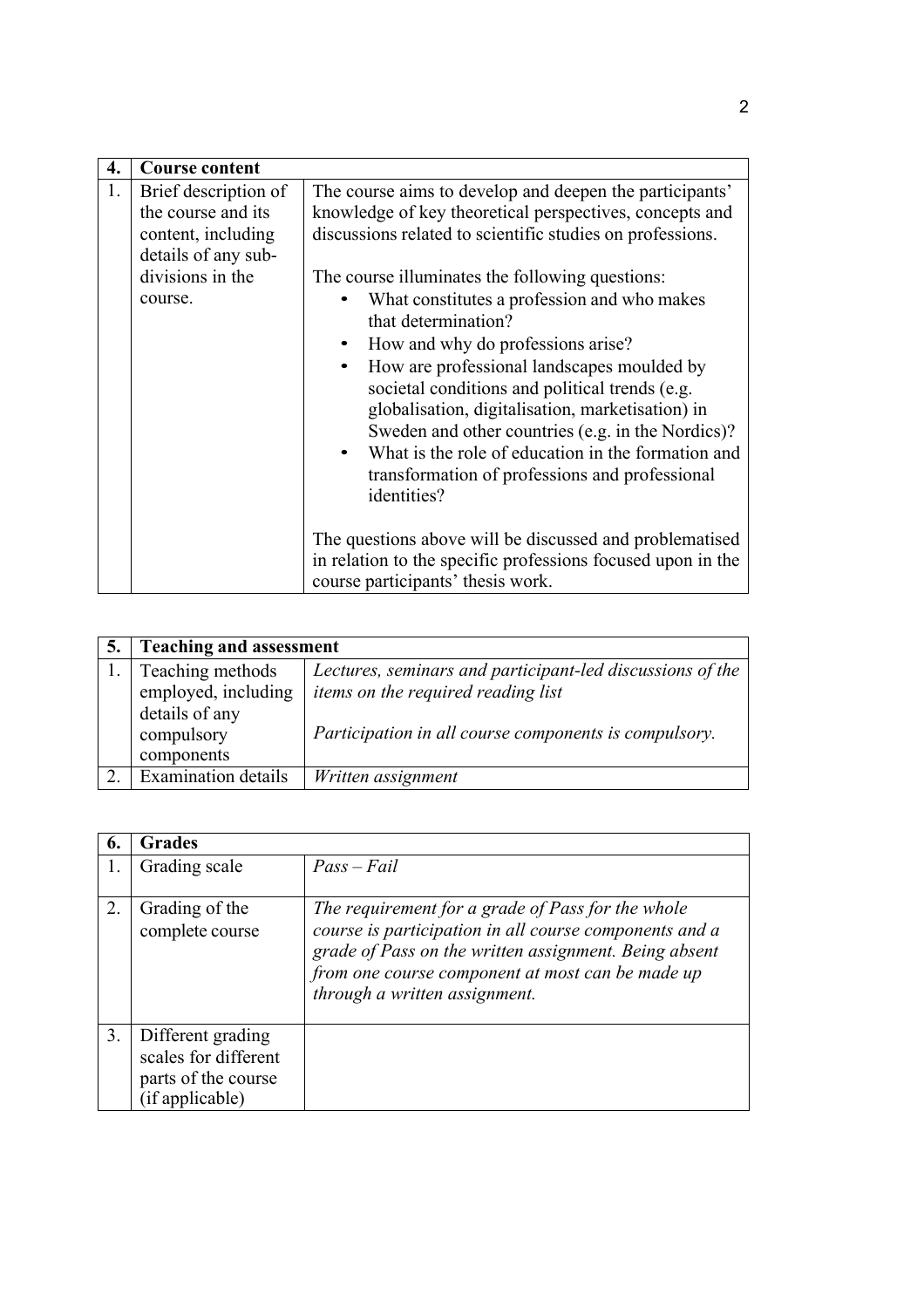| 4. | Course content | |
|---|---|---|
| 1. | Brief description of the course and its content, including details of any sub-divisions in the course. | The course aims to develop and deepen the participants' knowledge of key theoretical perspectives, concepts and discussions related to scientific studies on professions.<br><br>The course illuminates the following questions:<br>• What constitutes a profession and who makes that determination?<br>• How and why do professions arise?<br>• How are professional landscapes moulded by societal conditions and political trends (e.g. globalisation, digitalisation, marketisation) in Sweden and other countries (e.g. in the Nordics)?<br>• What is the role of education in the formation and transformation of professions and professional identities?<br><br>The questions above will be discussed and problematised in relation to the specific professions focused upon in the course participants' thesis work. |

| 5. | Teaching and assessment | |
|---|---|---|
| 1. | Teaching methods employed, including details of any compulsory components | *Lectures, seminars and participant-led discussions of the items on the required reading list*<br><br>*Participation in all course components is compulsory.* |
| 2. | Examination details | *Written assignment* |

| 6. | Grades | |
|---|---|---|
| 1. | Grading scale | *Pass – Fail* |
| 2. | Grading of the complete course | *The requirement for a grade of Pass for the whole course is participation in all course components and a grade of Pass on the written assignment. Being absent from one course component at most can be made up through a written assignment.* |
| 3. | Different grading scales for different parts of the course (if applicable) | |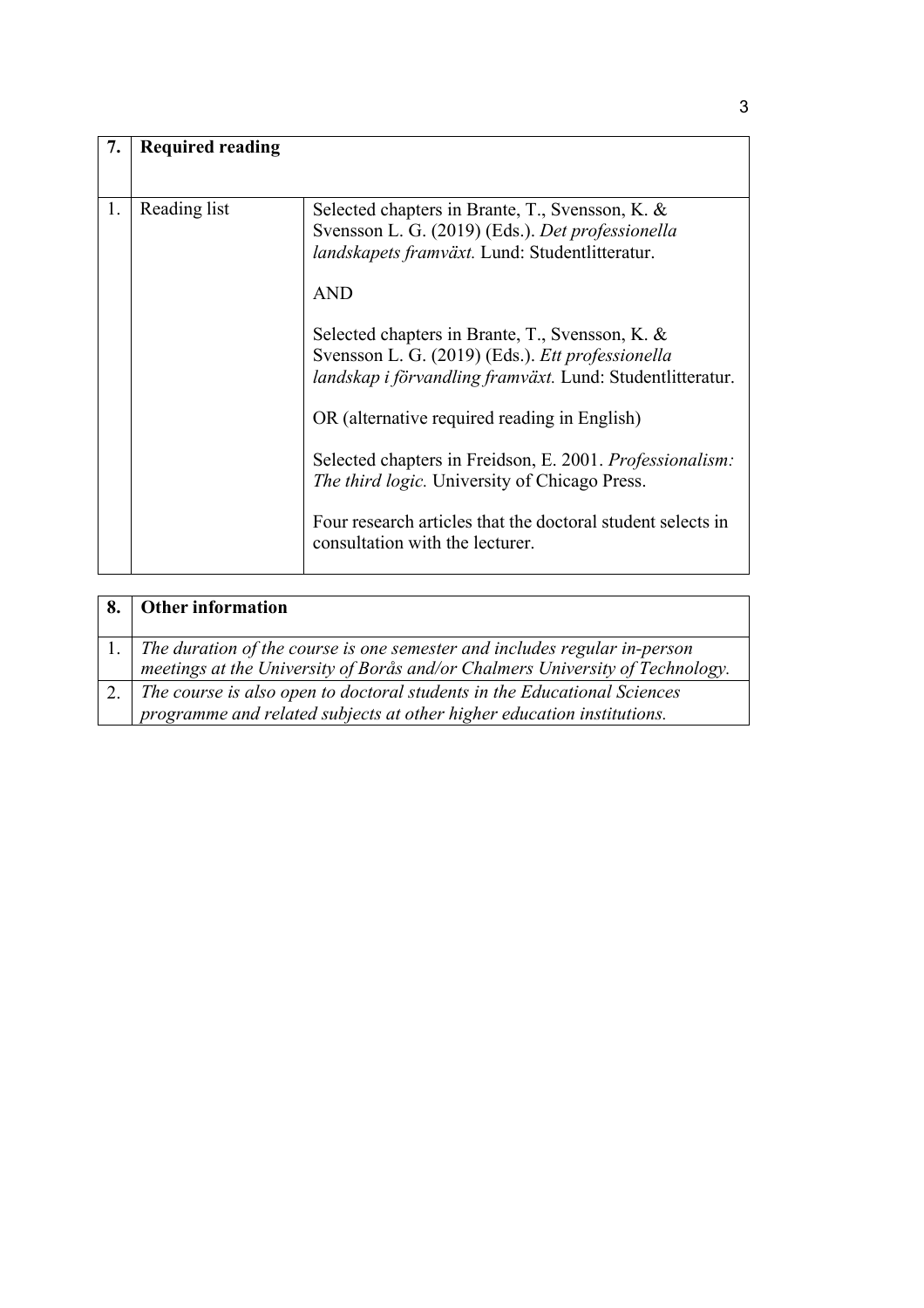| 7. | **Required reading** | |
|---|---|---|
| 1. | Reading list | Selected chapters in Brante, T., Svensson, K. & Svensson L. G. (2019) (Eds.). *Det professionella landskapets framväxt.* Lund: Studentlitteratur.<br><br>AND<br><br>Selected chapters in Brante, T., Svensson, K. & Svensson L. G. (2019) (Eds.). *Ett professionella landskap i förvandling framväxt.* Lund: Studentlitteratur.<br><br>OR (alternative required reading in English)<br><br>Selected chapters in Freidson, E. 2001. *Professionalism: The third logic.* University of Chicago Press.<br><br>Four research articles that the doctoral student selects in consultation with the lecturer. |

| 8. | **Other information** |
|---|---|
| 1. | *The duration of the course is one semester and includes regular in-person meetings at the University of Borås and/or Chalmers University of Technology.* |
| 2. | *The course is also open to doctoral students in the Educational Sciences programme and related subjects at other higher education institutions.* |